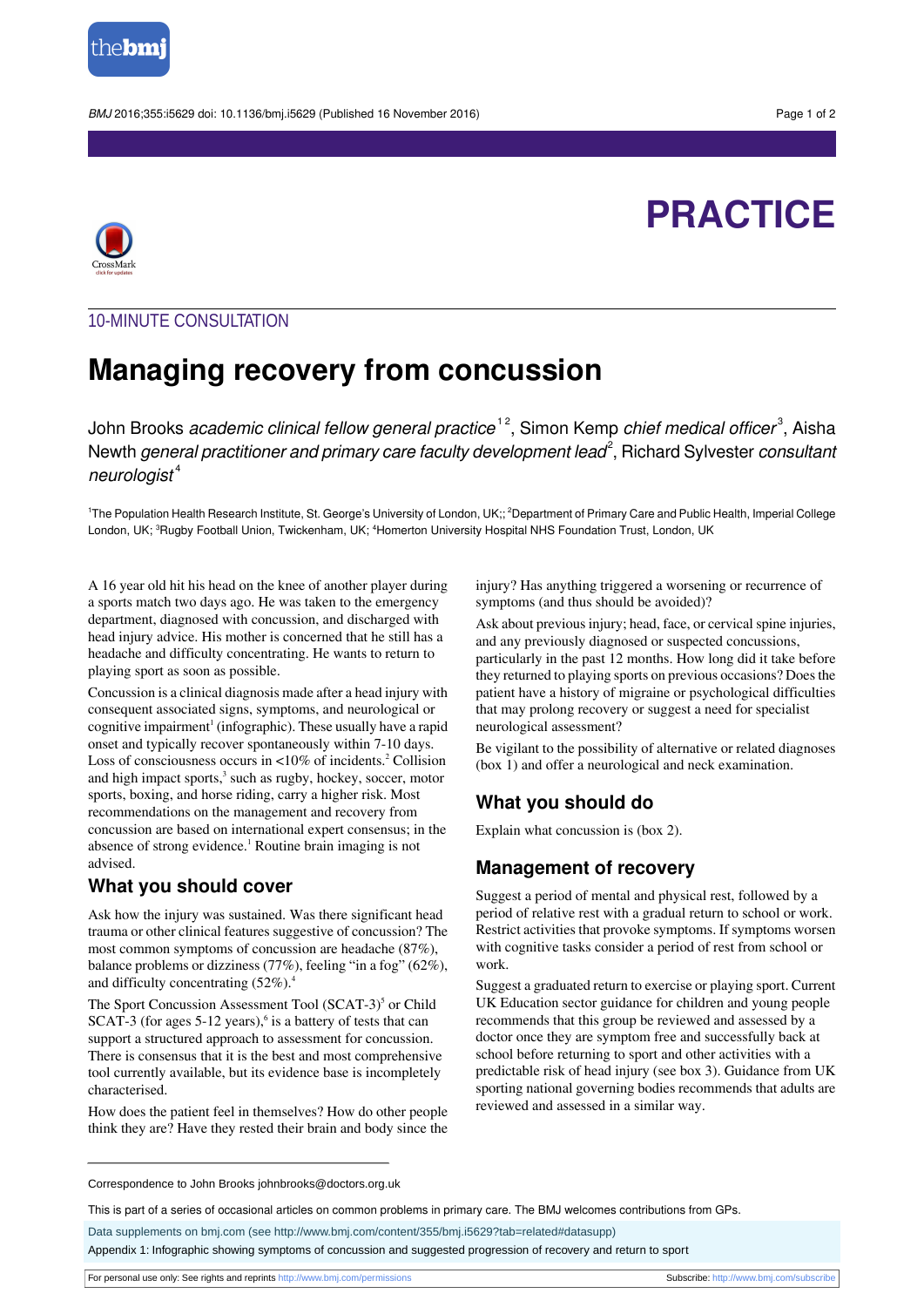# PRACTICE

10-MINUTE CONSULTATION

# Managing recovery from concussion

John Brooks *academic clinical fellow general practice*[1,2], Simon Kemp *chief medical officer*[3], Aisha Newth *general practitioner and primary care faculty development lead*[2], Richard Sylvester *consultant neurologist*[4]

[1]The Population Health Research Institute, St. George's University of London, UK;; [2]Department of Primary Care and Public Health, Imperial College London, UK; [3]Rugby Football Union, Twickenham, UK; [4]Homerton University Hospital NHS Foundation Trust, London, UK

A 16 year old hit his head on the knee of another player during a sports match two days ago. He was taken to the emergency department, diagnosed with concussion, and discharged with head injury advice. His mother is concerned that he still has a headache and difficulty concentrating. He wants to return to playing sport as soon as possible.

Concussion is a clinical diagnosis made after a head injury with consequent associated signs, symptoms, and neurological or cognitive impairment[1] (infographic). These usually have a rapid onset and typically recover spontaneously within 7-10 days. Loss of consciousness occurs in <10% of incidents.[2] Collision and high impact sports,[3] such as rugby, hockey, soccer, motor sports, boxing, and horse riding, carry a higher risk. Most recommendations on the management and recovery from concussion are based on international expert consensus; in the absence of strong evidence.[1] Routine brain imaging is not advised.

## What you should cover

Ask how the injury was sustained. Was there significant head trauma or other clinical features suggestive of concussion? The most common symptoms of concussion are headache (87%), balance problems or dizziness (77%), feeling "in a fog" (62%), and difficulty concentrating (52%).[4]

The Sport Concussion Assessment Tool (SCAT-3)[5] or Child SCAT-3 (for ages 5-12 years),[6] is a battery of tests that can support a structured approach to assessment for concussion. There is consensus that it is the best and most comprehensive tool currently available, but its evidence base is incompletely characterised.

How does the patient feel in themselves? How do other people think they are? Have they rested their brain and body since the injury? Has anything triggered a worsening or recurrence of symptoms (and thus should be avoided)?

Ask about previous injury; head, face, or cervical spine injuries, and any previously diagnosed or suspected concussions, particularly in the past 12 months. How long did it take before they returned to playing sports on previous occasions? Does the patient have a history of migraine or psychological difficulties that may prolong recovery or suggest a need for specialist neurological assessment?

Be vigilant to the possibility of alternative or related diagnoses (box 1) and offer a neurological and neck examination.

## What you should do

Explain what concussion is (box 2).

## Management of recovery

Suggest a period of mental and physical rest, followed by a period of relative rest with a gradual return to school or work. Restrict activities that provoke symptoms. If symptoms worsen with cognitive tasks consider a period of rest from school or work.

Suggest a graduated return to exercise or playing sport. Current UK Education sector guidance for children and young people recommends that this group be reviewed and assessed by a doctor once they are symptom free and successfully back at school before returning to sport and other activities with a predictable risk of head injury (see box 3). Guidance from UK sporting national governing bodies recommends that adults are reviewed and assessed in a similar way.

---

Correspondence to John Brooks johnbrooks@doctors.org.uk

This is part of a series of occasional articles on common problems in primary care. The BMJ welcomes contributions from GPs.

Data supplements on bmj.com (see http://www.bmj.com/content/355/bmj.i5629?tab=related#datasupp)

Appendix 1: Infographic showing symptoms of concussion and suggested progression of recovery and return to sport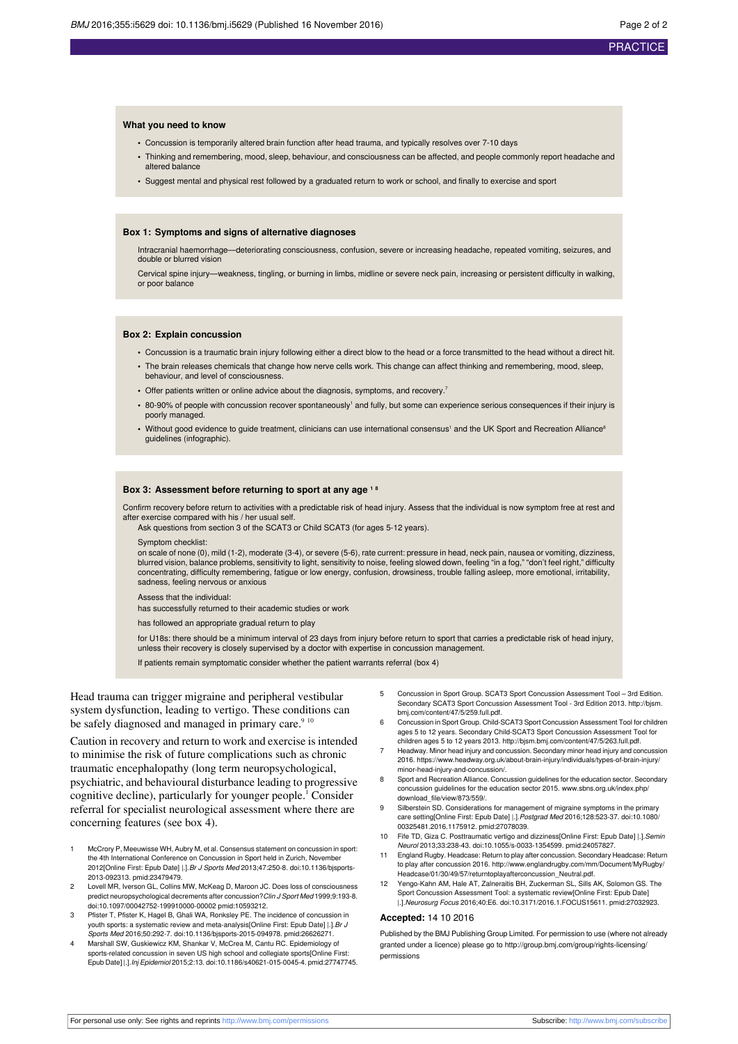### What you need to know

- Concussion is temporarily altered brain function after head trauma, and typically resolves over 7-10 days
- Thinking and remembering, mood, sleep, behaviour, and consciousness can be affected, and people commonly report headache and altered balance
- Suggest mental and physical rest followed by a graduated return to work or school, and finally to exercise and sport

### Box 1: Symptoms and signs of alternative diagnoses

Intracranial haemorrhage—deteriorating consciousness, confusion, severe or increasing headache, repeated vomiting, seizures, and double or blurred vision

Cervical spine injury—weakness, tingling, or burning in limbs, midline or severe neck pain, increasing or persistent difficulty in walking, or poor balance

### Box 2: Explain concussion

- Concussion is a traumatic brain injury following either a direct blow to the head or a force transmitted to the head without a direct hit.
- The brain releases chemicals that change how nerve cells work. This change can affect thinking and remembering, mood, sleep, behaviour, and level of consciousness.
- Offer patients written or online advice about the diagnosis, symptoms, and recovery.[7]
- 80-90% of people with concussion recover spontaneously[1] and fully, but some can experience serious consequences if their injury is poorly managed.
- Without good evidence to guide treatment, clinicians can use international consensus[1] and the UK Sport and Recreation Alliance[8] guidelines (infographic).

### Box 3: Assessment before returning to sport at any age [1 8]

Confirm recovery before return to activities with a predictable risk of head injury. Assess that the individual is now symptom free at rest and after exercise compared with his / her usual self.

Ask questions from section 3 of the SCAT3 or Child SCAT3 (for ages 5-12 years).

Symptom checklist:

on scale of none (0), mild (1-2), moderate (3-4), or severe (5-6), rate current: pressure in head, neck pain, nausea or vomiting, dizziness, blurred vision, balance problems, sensitivity to light, sensitivity to noise, feeling slowed down, feeling "in a fog," "don't feel right," difficulty concentrating, difficulty remembering, fatigue or low energy, confusion, drowsiness, trouble falling asleep, more emotional, irritability, sadness, feeling nervous or anxious

Assess that the individual:

has successfully returned to their academic studies or work

has followed an appropriate gradual return to play

for U18s: there should be a minimum interval of 23 days from injury before return to sport that carries a predictable risk of head injury, unless their recovery is closely supervised by a doctor with expertise in concussion management.

If patients remain symptomatic consider whether the patient warrants referral (box 4)

Head trauma can trigger migraine and peripheral vestibular system dysfunction, leading to vertigo. These conditions can be safely diagnosed and managed in primary care.[9 10]

Caution in recovery and return to work and exercise is intended to minimise the risk of future complications such as chronic traumatic encephalopathy (long term neuropsychological, psychiatric, and behavioural disturbance leading to progressive cognitive decline), particularly for younger people.[1] Consider referral for specialist neurological assessment where there are concerning features (see box 4).

1. McCrory P, Meeuwisse WH, Aubry M, et al. Consensus statement on concussion in sport: the 4th International Conference on Concussion in Sport held in Zurich, November 2012[Online First: Epub Date] |.]. *Br J Sports Med* 2013;47:250-8. doi:10.1136/bjsports-2013-092313. pmid:23479479.
2. Lovell MR, Iverson GL, Collins MW, McKeag D, Maroon JC. Does loss of consciousness predict neuropsychological decrements after concussion? *Clin J Sport Med* 1999;9:193-8. doi:10.1097/00042752-199910000-00002 pmid:10593212.
3. Pfister T, Pfister K, Hagel B, Ghali WA, Ronksley PE. The incidence of concussion in youth sports: a systematic review and meta-analysis[Online First: Epub Date] |.]. *Br J Sports Med* 2016;50:292-7. doi:10.1136/bjsports-2015-094978. pmid:26626271.
4. Marshall SW, Guskiewicz KM, Shankar V, McCrea M, Cantu RC. Epidemiology of sports-related concussion in seven US high school and collegiate sports[Online First: Epub Date] |.]. *Inj Epidemiol* 2015;2:13. doi:10.1186/s40621-015-0045-4. pmid:27747745.
5. Concussion in Sport Group. SCAT3 Sport Concussion Assessment Tool – 3rd Edition. Secondary SCAT3 Sport Concussion Assessment Tool - 3rd Edition 2013. http://bjsm.bmj.com/content/47/5/259.full.pdf.
6. Concussion in Sport Group. Child-SCAT3 Sport Concussion Assessment Tool for children ages 5 to 12 years. Secondary Child-SCAT3 Sport Concussion Assessment Tool for children ages 5 to 12 years 2013. http://bjsm.bmj.com/content/47/5/263.full.pdf.
7. Headway. Minor head injury and concussion. Secondary minor head injury and concussion 2016. https://www.headway.org.uk/about-brain-injury/individuals/types-of-brain-injury/minor-head-injury-and-concussion/.
8. Sport and Recreation Alliance. Concussion guidelines for the education sector. Secondary concussion guidelines for the education sector 2015. www.sbns.org.uk/index.php/download_file/view/873/559/.
9. Silberstein SD. Considerations for management of migraine symptoms in the primary care setting[Online First: Epub Date] |.]. *Postgrad Med* 2016;128:523-37. doi:10.1080/00325481.2016.1175912. pmid:27078039.
10. Fife TD, Giza C. Posttraumatic vertigo and dizziness[Online First: Epub Date] |.]. *Semin Neurol* 2013;33:238-43. doi:10.1055/s-0033-1354599. pmid:24057827.
11. England Rugby. Headcase: Return to play after concussion. Secondary Headcase: Return to play after concussion 2016. http://www.englandrugby.com/mm/Document/MyRugby/Headcase/01/30/49/57/returntoplayafterconcussion_Neutral.pdf.
12. Yengo-Kahn AM, Hale AT, Zalneraitis BH, Zuckerman SL, Sills AK, Solomon GS. The Sport Concussion Assessment Tool: a systematic review[Online First: Epub Date] |.]. *Neurosurg Focus* 2016;40:E6. doi:10.3171/2016.1.FOCUS15611. pmid:27032923.

**Accepted:** 14 10 2016

Published by the BMJ Publishing Group Limited. For permission to use (where not already granted under a licence) please go to http://group.bmj.com/group/rights-licensing/permissions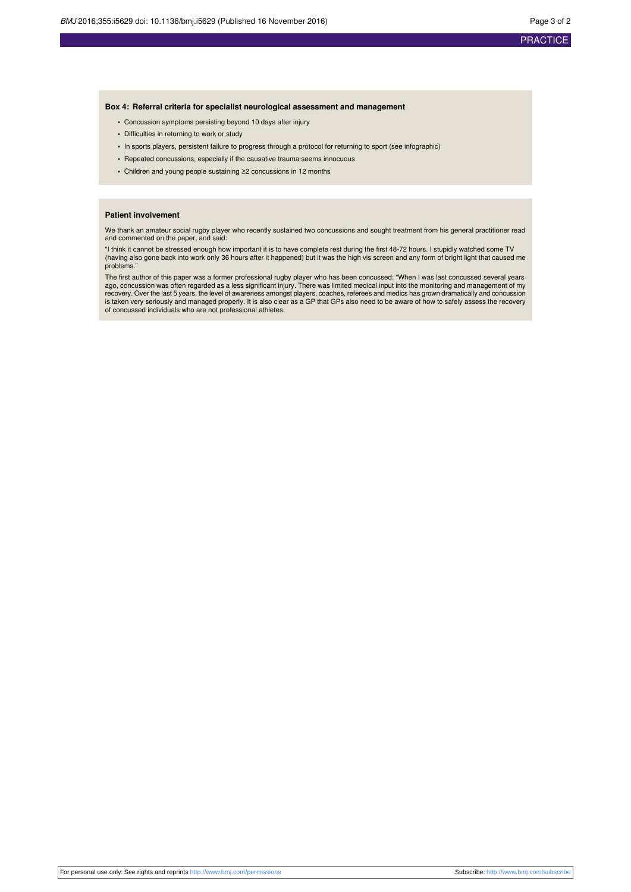### Box 4: Referral criteria for specialist neurological assessment and management

- Concussion symptoms persisting beyond 10 days after injury
- Difficulties in returning to work or study
- In sports players, persistent failure to progress through a protocol for returning to sport (see infographic)
- Repeated concussions, especially if the causative trauma seems innocuous
- Children and young people sustaining ≥2 concussions in 12 months

### Patient involvement

We thank an amateur social rugby player who recently sustained two concussions and sought treatment from his general practitioner read and commented on the paper, and said:

"I think it cannot be stressed enough how important it is to have complete rest during the first 48-72 hours. I stupidly watched some TV (having also gone back into work only 36 hours after it happened) but it was the high vis screen and any form of bright light that caused me problems."

The first author of this paper was a former professional rugby player who has been concussed: "When I was last concussed several years ago, concussion was often regarded as a less significant injury. There was limited medical input into the monitoring and management of my recovery. Over the last 5 years, the level of awareness amongst players, coaches, referees and medics has grown dramatically and concussion is taken very seriously and managed properly. It is also clear as a GP that GPs also need to be aware of how to safely assess the recovery of concussed individuals who are not professional athletes.